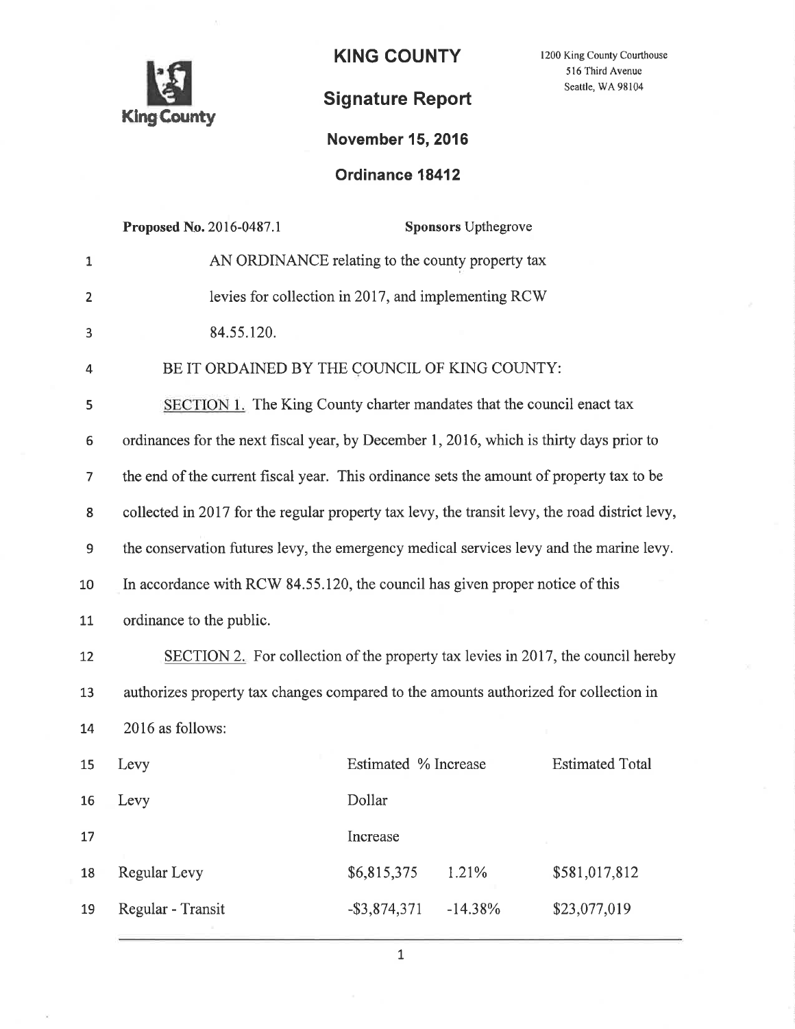# KING COUNTY

1200 King County Courthouse
516 Third Avenue
Seattle, WA 98104

## Signature Report

**November 15, 2016**

**Ordinance 18412**

**Proposed No.** 2016-0487.1 **Sponsors** Upthegrove

AN ORDINANCE relating to the county property tax levies for collection in 2017, and implementing RCW 84.55.120.

BE IT ORDAINED BY THE COUNCIL OF KING COUNTY:

SECTION 1. The King County charter mandates that the council enact tax ordinances for the next fiscal year, by December 1, 2016, which is thirty days prior to the end of the current fiscal year. This ordinance sets the amount of property tax to be collected in 2017 for the regular property tax levy, the transit levy, the road district levy, the conservation futures levy, the emergency medical services levy and the marine levy. In accordance with RCW 84.55.120, the council has given proper notice of this ordinance to the public.

SECTION 2. For collection of the property tax levies in 2017, the council hereby authorizes property tax changes compared to the amounts authorized for collection in 2016 as follows:

| Levy | Estimated Dollar Increase | % Increase | Estimated Total Levy |
|---|---|---|---|
| Regular Levy | $6,815,375 | 1.21% | $581,017,812 |
| Regular - Transit | -$3,874,371 | -14.38% | $23,077,019 |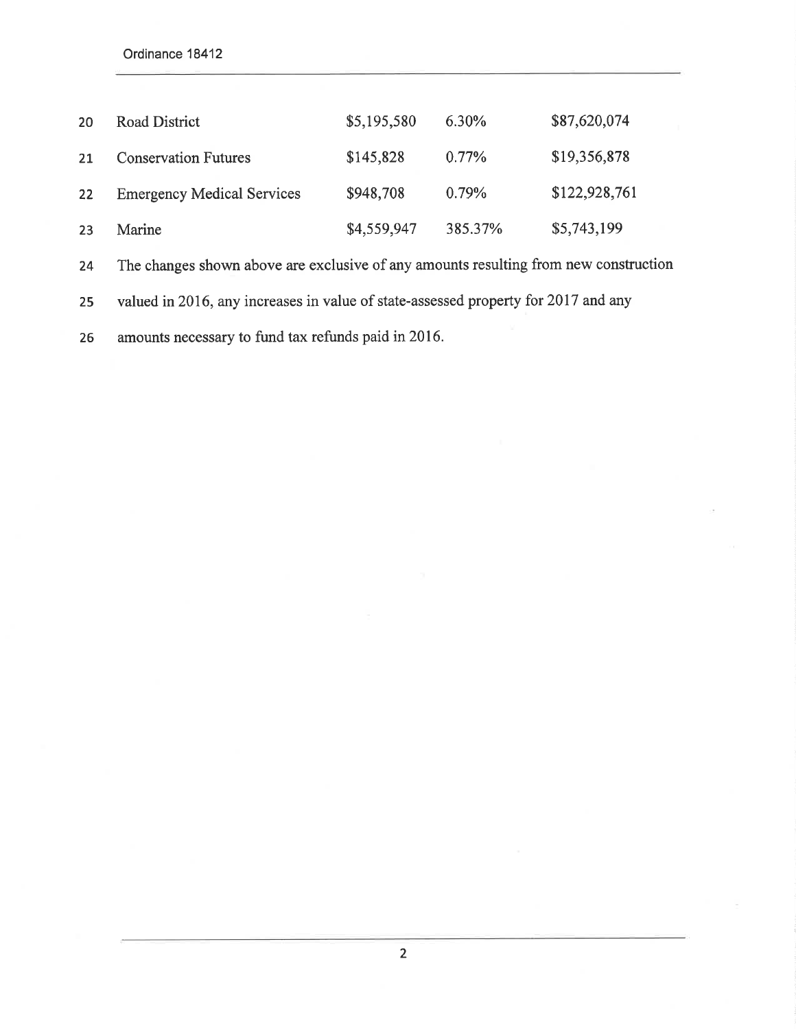| | | | |
|---|---|---|---|
| Road District | $5,195,580 | 6.30% | $87,620,074 |
| Conservation Futures | $145,828 | 0.77% | $19,356,878 |
| Emergency Medical Services | $948,708 | 0.79% | $122,928,761 |
| Marine | $4,559,947 | 385.37% | $5,743,199 |

The changes shown above are exclusive of any amounts resulting from new construction valued in 2016, any increases in value of state-assessed property for 2017 and any amounts necessary to fund tax refunds paid in 2016.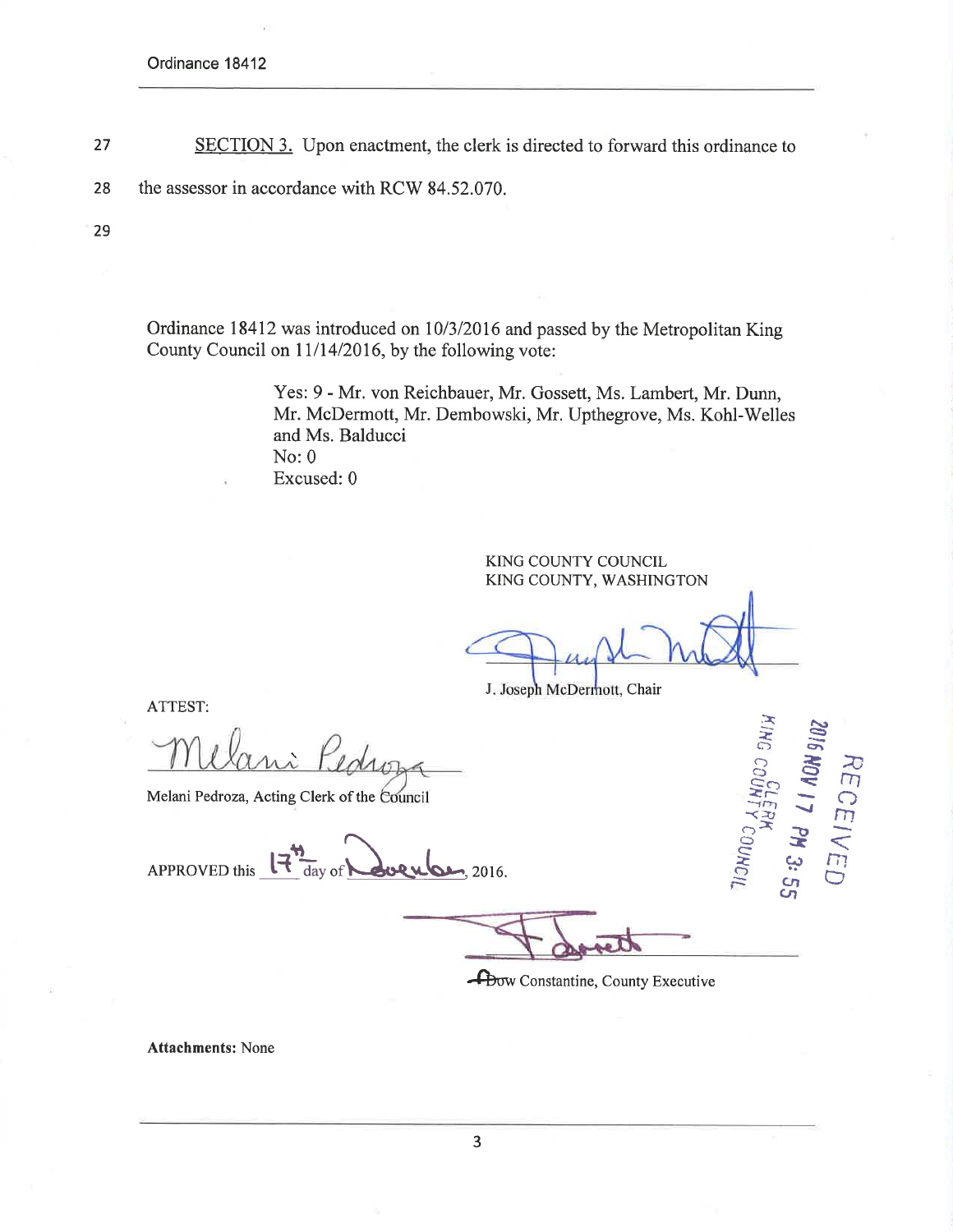27 SECTION 3. Upon enactment, the clerk is directed to forward this ordinance to

28 the assessor in accordance with RCW 84.52.070.

29

Ordinance 18412 was introduced on 10/3/2016 and passed by the Metropolitan King County Council on 11/14/2016, by the following vote:

Yes: 9 - Mr. von Reichbauer, Mr. Gossett, Ms. Lambert, Mr. Dunn, Mr. McDermott, Mr. Dembowski, Mr. Upthegrove, Ms. Kohl-Welles and Ms. Balducci
No: 0
Excused: 0

KING COUNTY COUNCIL
KING COUNTY, WASHINGTON

J. Joseph McDermott, Chair

ATTEST:

Melani Pedroza, Acting Clerk of the Council

RECEIVED
2016 NOV 17 PM 3:55
CLERK
KING COUNTY COUNCIL

APPROVED this 17th day of November, 2016.

Dow Constantine, County Executive

**Attachments:** None